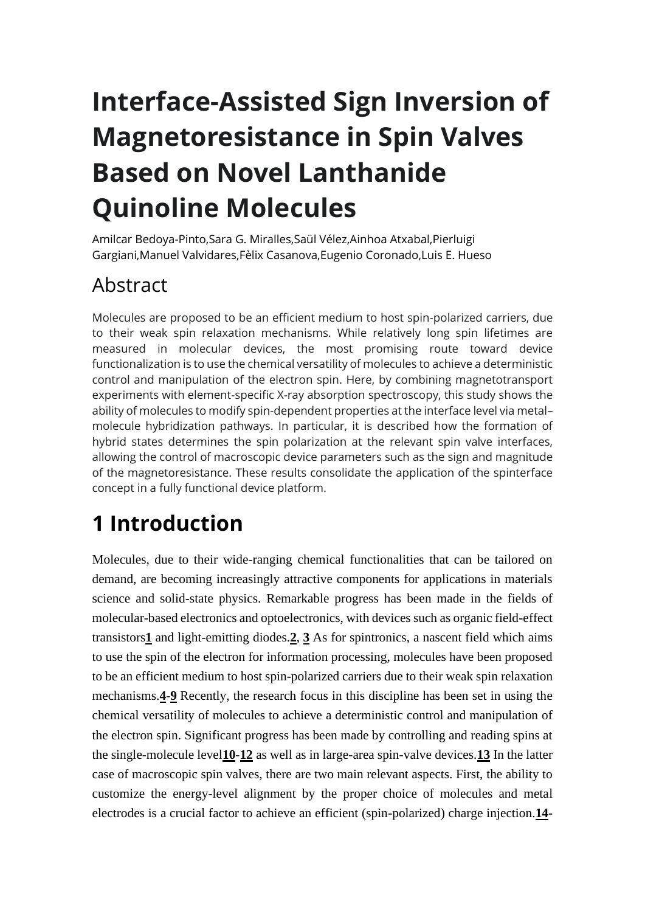# Interface-Assisted Sign Inversion of Magnetoresistance in Spin Valves Based on Novel Lanthanide Quinoline Molecules

Amilcar Bedoya-Pinto,Sara G. Miralles,Saül Vélez,Ainhoa Atxabal,Pierluigi Gargiani,Manuel Valvidares,Fèlix Casanova,Eugenio Coronado,Luis E. Hueso

## Abstract

Molecules are proposed to be an efficient medium to host spin-polarized carriers, due to their weak spin relaxation mechanisms. While relatively long spin lifetimes are measured in molecular devices, the most promising route toward device functionalization is to use the chemical versatility of molecules to achieve a deterministic control and manipulation of the electron spin. Here, by combining magnetotransport experiments with element-specific X-ray absorption spectroscopy, this study shows the ability of molecules to modify spin-dependent properties at the interface level via metal–molecule hybridization pathways. In particular, it is described how the formation of hybrid states determines the spin polarization at the relevant spin valve interfaces, allowing the control of macroscopic device parameters such as the sign and magnitude of the magnetoresistance. These results consolidate the application of the spinterface concept in a fully functional device platform.

# 1 Introduction

Molecules, due to their wide-ranging chemical functionalities that can be tailored on demand, are becoming increasingly attractive components for applications in materials science and solid-state physics. Remarkable progress has been made in the fields of molecular-based electronics and optoelectronics, with devices such as organic field-effect transistors[1] and light-emitting diodes.[2, 3] As for spintronics, a nascent field which aims to use the spin of the electron for information processing, molecules have been proposed to be an efficient medium to host spin-polarized carriers due to their weak spin relaxation mechanisms.[4-9] Recently, the research focus in this discipline has been set in using the chemical versatility of molecules to achieve a deterministic control and manipulation of the electron spin. Significant progress has been made by controlling and reading spins at the single-molecule level[10-12] as well as in large-area spin-valve devices.[13] In the latter case of macroscopic spin valves, there are two main relevant aspects. First, the ability to customize the energy-level alignment by the proper choice of molecules and metal electrodes is a crucial factor to achieve an efficient (spin-polarized) charge injection.[14-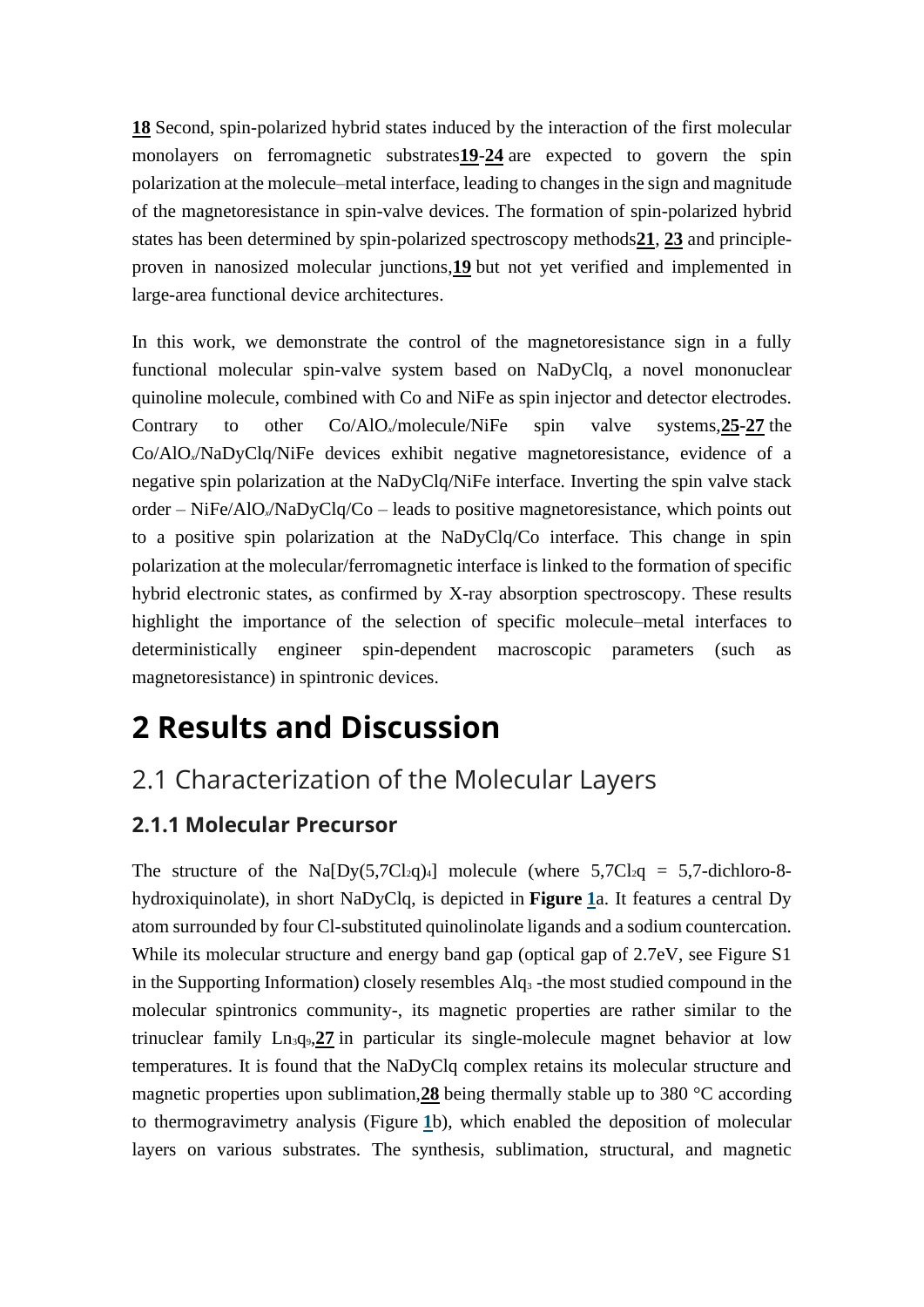[18] Second, spin-polarized hybrid states induced by the interaction of the first molecular monolayers on ferromagnetic substrates[19-24] are expected to govern the spin polarization at the molecule–metal interface, leading to changes in the sign and magnitude of the magnetoresistance in spin-valve devices. The formation of spin-polarized hybrid states has been determined by spin-polarized spectroscopy methods[21, 23] and principle-proven in nanosized molecular junctions,[19] but not yet verified and implemented in large-area functional device architectures.

In this work, we demonstrate the control of the magnetoresistance sign in a fully functional molecular spin-valve system based on NaDyClq, a novel mononuclear quinoline molecule, combined with Co and NiFe as spin injector and detector electrodes. Contrary to other Co/$AlO_x$/molecule/NiFe spin valve systems,[25-27] the Co/$AlO_x$/NaDyClq/NiFe devices exhibit negative magnetoresistance, evidence of a negative spin polarization at the NaDyClq/NiFe interface. Inverting the spin valve stack order – NiFe/$AlO_x$/NaDyClq/Co – leads to positive magnetoresistance, which points out to a positive spin polarization at the NaDyClq/Co interface. This change in spin polarization at the molecular/ferromagnetic interface is linked to the formation of specific hybrid electronic states, as confirmed by X-ray absorption spectroscopy. These results highlight the importance of the selection of specific molecule–metal interfaces to deterministically engineer spin-dependent macroscopic parameters (such as magnetoresistance) in spintronic devices.

# 2 Results and Discussion

## 2.1 Characterization of the Molecular Layers

### 2.1.1 Molecular Precursor

The structure of the Na[Dy($5{,}7Cl_2q$)$_4$] molecule (where $5{,}7Cl_2q$ = 5,7-dichloro-8-hydroxiquinolate), in short NaDyClq, is depicted in **Figure 1**a. It features a central Dy atom surrounded by four Cl-substituted quinolinolate ligands and a sodium countercation. While its molecular structure and energy band gap (optical gap of 2.7eV, see Figure S1 in the Supporting Information) closely resembles $Alq_3$ -the most studied compound in the molecular spintronics community-, its magnetic properties are rather similar to the trinuclear family $Ln_3q_9$,[27] in particular its single-molecule magnet behavior at low temperatures. It is found that the NaDyClq complex retains its molecular structure and magnetic properties upon sublimation,[28] being thermally stable up to 380 °C according to thermogravimetry analysis (Figure 1b), which enabled the deposition of molecular layers on various substrates. The synthesis, sublimation, structural, and magnetic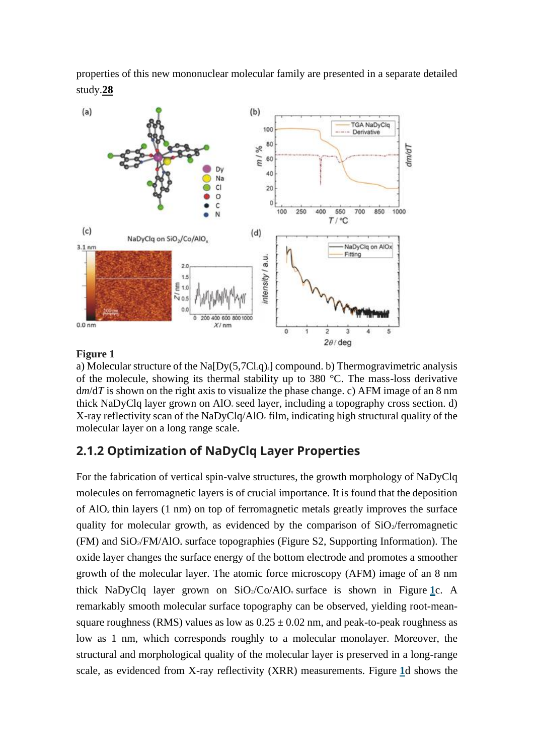properties of this new mononuclear molecular family are presented in a separate detailed study.[28]

**Figure 1**

a) Molecular structure of the $Na[Dy(5,7Cl_2q)_4]$ compound. b) Thermogravimetric analysis of the molecule, showing its thermal stability up to 380 °C. The mass-loss derivative d*m*/d*T* is shown on the right axis to visualize the phase change. c) AFM image of an 8 nm thick NaDyClq layer grown on $AlO_x$ seed layer, including a topography cross section. d) X-ray reflectivity scan of the NaDyClq/$AlO_x$ film, indicating high structural quality of the molecular layer on a long range scale.

## 2.1.2 Optimization of NaDyClq Layer Properties

For the fabrication of vertical spin-valve structures, the growth morphology of NaDyClq molecules on ferromagnetic layers is of crucial importance. It is found that the deposition of $AlO_x$ thin layers (1 nm) on top of ferromagnetic metals greatly improves the surface quality for molecular growth, as evidenced by the comparison of $SiO_2$/ferromagnetic (FM) and $SiO_2$/FM/$AlO_x$ surface topographies (Figure S2, Supporting Information). The oxide layer changes the surface energy of the bottom electrode and promotes a smoother growth of the molecular layer. The atomic force microscopy (AFM) image of an 8 nm thick NaDyClq layer grown on $SiO_2$/Co/$AlO_x$ surface is shown in Figure 1c. A remarkably smooth molecular surface topography can be observed, yielding root-mean-square roughness (RMS) values as low as 0.25 ± 0.02 nm, and peak-to-peak roughness as low as 1 nm, which corresponds roughly to a molecular monolayer. Moreover, the structural and morphological quality of the molecular layer is preserved in a long-range scale, as evidenced from X-ray reflectivity (XRR) measurements. Figure 1d shows the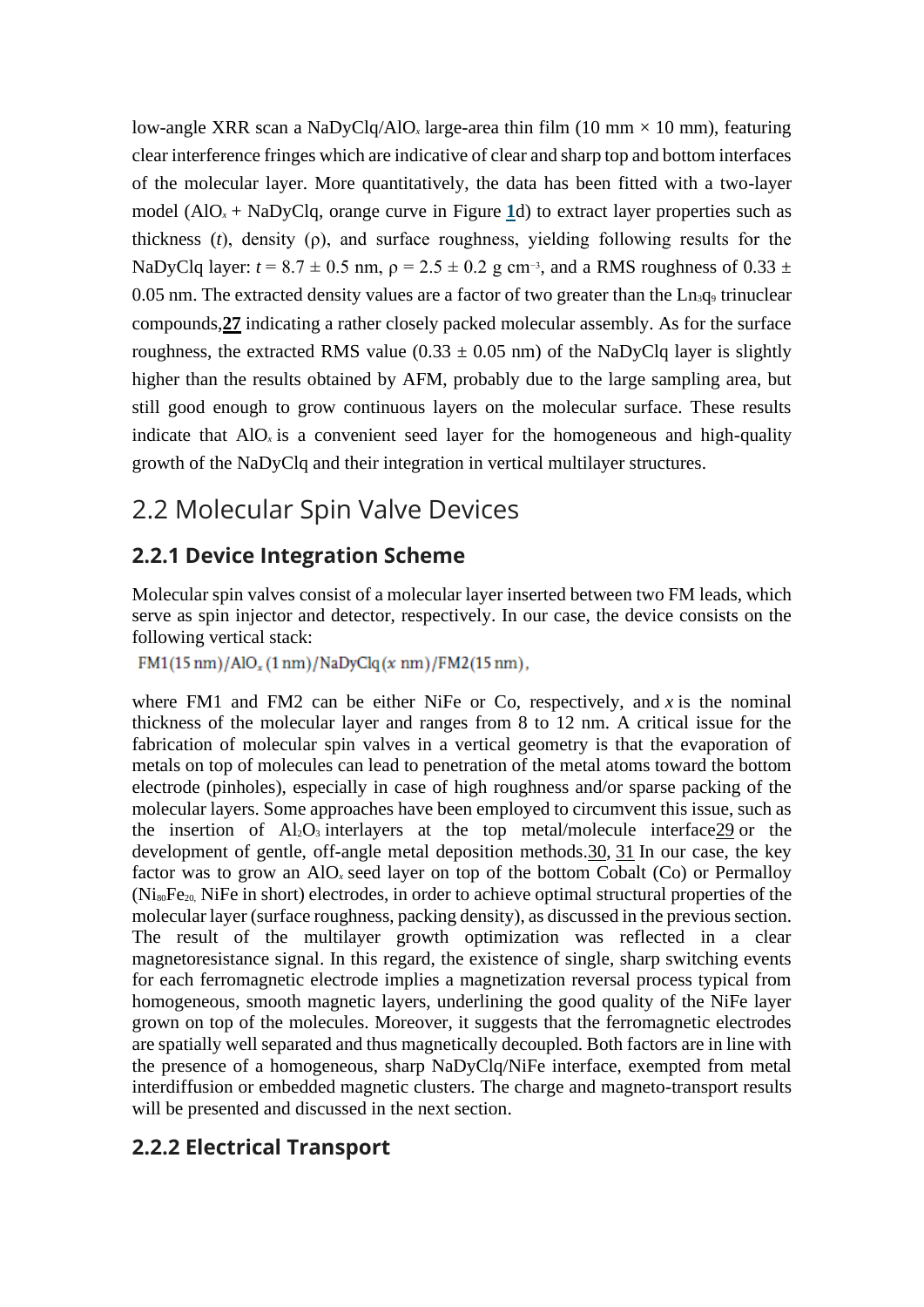low-angle XRR scan a NaDyClq/$AlO_x$ large-area thin film (10 mm × 10 mm), featuring clear interference fringes which are indicative of clear and sharp top and bottom interfaces of the molecular layer. More quantitatively, the data has been fitted with a two-layer model ($AlO_x$ + NaDyClq, orange curve in Figure **1**d) to extract layer properties such as thickness ($t$), density ($\rho$), and surface roughness, yielding following results for the NaDyClq layer: $t = 8.7 \pm 0.5$ nm, $\rho = 2.5 \pm 0.2$ g cm$^{-3}$, and a RMS roughness of $0.33 \pm 0.05$ nm. The extracted density values are a factor of two greater than the $Ln_3q_9$ trinuclear compounds,**27** indicating a rather closely packed molecular assembly. As for the surface roughness, the extracted RMS value ($0.33 \pm 0.05$ nm) of the NaDyClq layer is slightly higher than the results obtained by AFM, probably due to the large sampling area, but still good enough to grow continuous layers on the molecular surface. These results indicate that $AlO_x$ is a convenient seed layer for the homogeneous and high-quality growth of the NaDyClq and their integration in vertical multilayer structures.

## 2.2 Molecular Spin Valve Devices

### 2.2.1 Device Integration Scheme

Molecular spin valves consist of a molecular layer inserted between two FM leads, which serve as spin injector and detector, respectively. In our case, the device consists on the following vertical stack:

$$\mathrm{FM1(15\,nm)/AlO_x\,(1\,nm)/NaDyClq\,(\mathit{x}\,nm)/FM2(15\,nm)},$$

where FM1 and FM2 can be either NiFe or Co, respectively, and $x$ is the nominal thickness of the molecular layer and ranges from 8 to 12 nm. A critical issue for the fabrication of molecular spin valves in a vertical geometry is that the evaporation of metals on top of molecules can lead to penetration of the metal atoms toward the bottom electrode (pinholes), especially in case of high roughness and/or sparse packing of the molecular layers. Some approaches have been employed to circumvent this issue, such as the insertion of $Al_2O_3$ interlayers at the top metal/molecule interface29 or the development of gentle, off-angle metal deposition methods.30, 31 In our case, the key factor was to grow an $AlO_x$ seed layer on top of the bottom Cobalt (Co) or Permalloy ($Ni_{80}Fe_{20,}$ NiFe in short) electrodes, in order to achieve optimal structural properties of the molecular layer (surface roughness, packing density), as discussed in the previous section. The result of the multilayer growth optimization was reflected in a clear magnetoresistance signal. In this regard, the existence of single, sharp switching events for each ferromagnetic electrode implies a magnetization reversal process typical from homogeneous, smooth magnetic layers, underlining the good quality of the NiFe layer grown on top of the molecules. Moreover, it suggests that the ferromagnetic electrodes are spatially well separated and thus magnetically decoupled. Both factors are in line with the presence of a homogeneous, sharp NaDyClq/NiFe interface, exempted from metal interdiffusion or embedded magnetic clusters. The charge and magneto-transport results will be presented and discussed in the next section.

### 2.2.2 Electrical Transport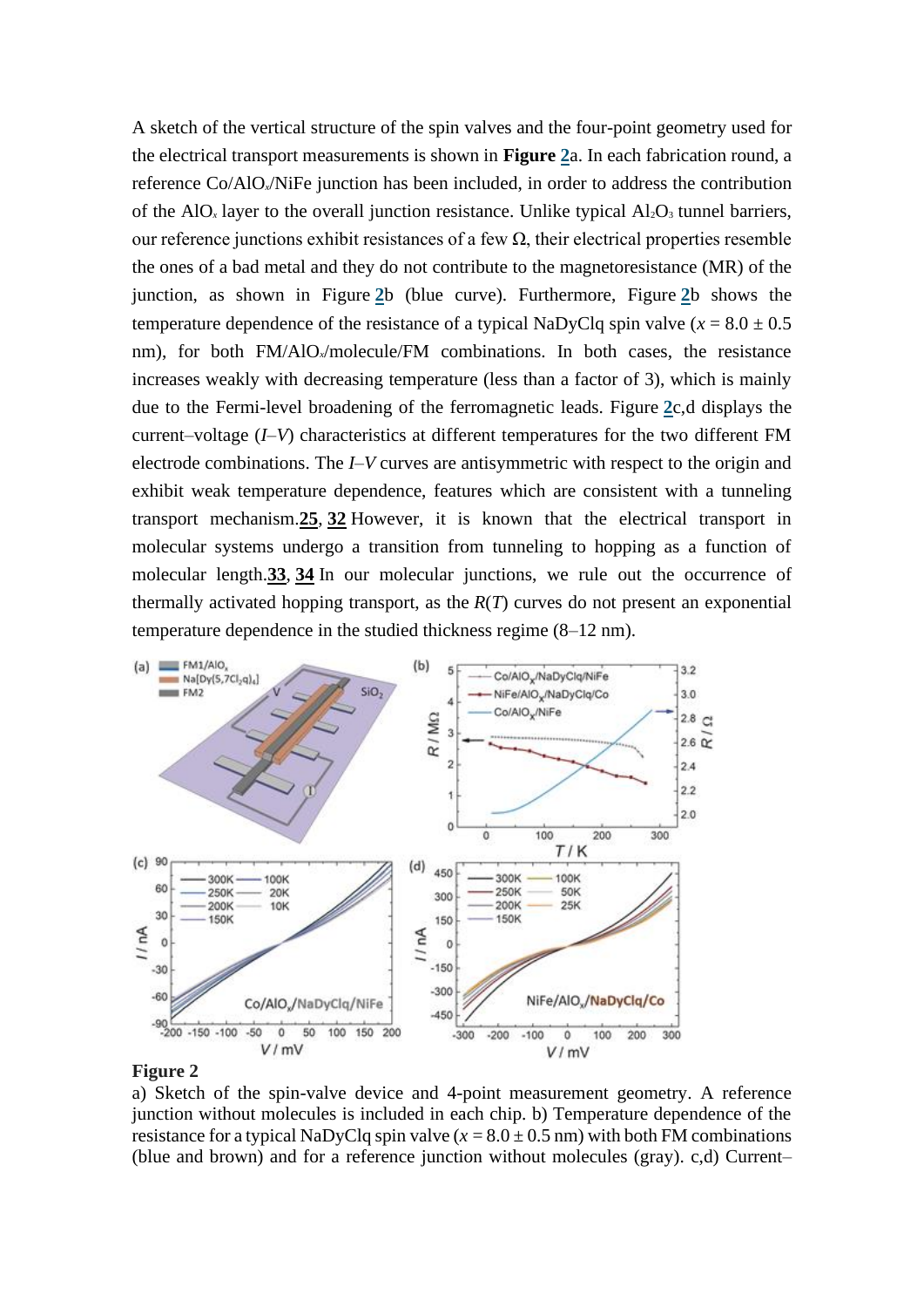A sketch of the vertical structure of the spin valves and the four-point geometry used for the electrical transport measurements is shown in **Figure 2**a. In each fabrication round, a reference Co/$AlO_x$/NiFe junction has been included, in order to address the contribution of the $AlO_x$ layer to the overall junction resistance. Unlike typical $Al_2O_3$ tunnel barriers, our reference junctions exhibit resistances of a few Ω, their electrical properties resemble the ones of a bad metal and they do not contribute to the magnetoresistance (MR) of the junction, as shown in Figure 2b (blue curve). Furthermore, Figure 2b shows the temperature dependence of the resistance of a typical NaDyClq spin valve ($x = 8.0 \pm 0.5$ nm), for both FM/$AlO_x$/molecule/FM combinations. In both cases, the resistance increases weakly with decreasing temperature (less than a factor of 3), which is mainly due to the Fermi-level broadening of the ferromagnetic leads. Figure 2c,d displays the current–voltage (*I*–*V*) characteristics at different temperatures for the two different FM electrode combinations. The *I*–*V* curves are antisymmetric with respect to the origin and exhibit weak temperature dependence, features which are consistent with a tunneling transport mechanism.[25, 32] However, it is known that the electrical transport in molecular systems undergo a transition from tunneling to hopping as a function of molecular length.[33, 34] In our molecular junctions, we rule out the occurrence of thermally activated hopping transport, as the $R(T)$ curves do not present an exponential temperature dependence in the studied thickness regime (8–12 nm).

**Figure 2**

a) Sketch of the spin-valve device and 4-point measurement geometry. A reference junction without molecules is included in each chip. b) Temperature dependence of the resistance for a typical NaDyClq spin valve ($x = 8.0 \pm 0.5$ nm) with both FM combinations (blue and brown) and for a reference junction without molecules (gray). c,d) Current–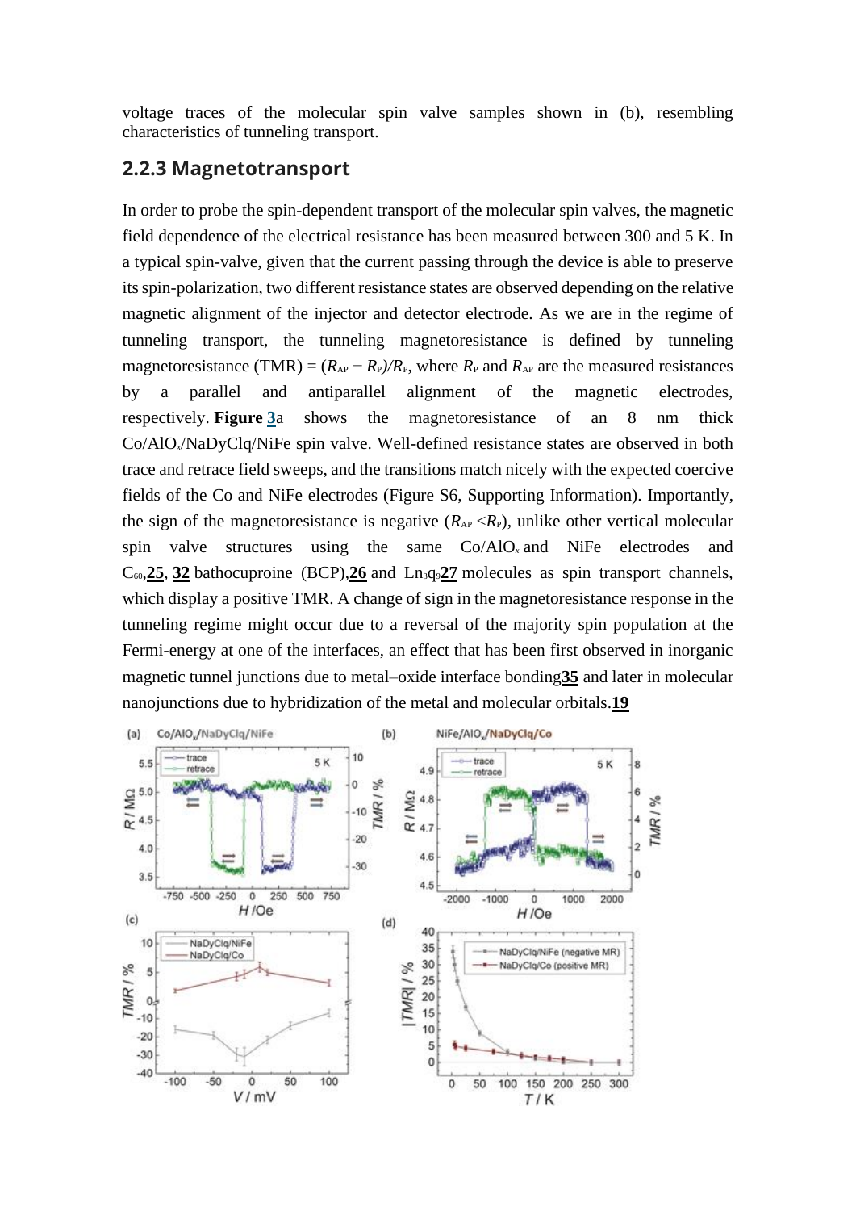voltage traces of the molecular spin valve samples shown in (b), resembling characteristics of tunneling transport.

### 2.2.3 Magnetotransport

In order to probe the spin-dependent transport of the molecular spin valves, the magnetic field dependence of the electrical resistance has been measured between 300 and 5 K. In a typical spin-valve, given that the current passing through the device is able to preserve its spin-polarization, two different resistance states are observed depending on the relative magnetic alignment of the injector and detector electrode. As we are in the regime of tunneling transport, the tunneling magnetoresistance is defined by tunneling magnetoresistance (TMR) = $(R_{AP} - R_P)/R_P$, where $R_P$ and $R_{AP}$ are the measured resistances by a parallel and antiparallel alignment of the magnetic electrodes, respectively. **Figure 3**a shows the magnetoresistance of an 8 nm thick Co/$AlO_x$/NaDyClq/NiFe spin valve. Well-defined resistance states are observed in both trace and retrace field sweeps, and the transitions match nicely with the expected coercive fields of the Co and NiFe electrodes (Figure S6, Supporting Information). Importantly, the sign of the magnetoresistance is negative ($R_{AP} < R_P$), unlike other vertical molecular spin valve structures using the same Co/$AlO_x$ and NiFe electrodes and $C_{60}$,**25**, **32** bathocuproine (BCP),**26** and $Ln_3q_9$**27** molecules as spin transport channels, which display a positive TMR. A change of sign in the magnetoresistance response in the tunneling regime might occur due to a reversal of the majority spin population at the Fermi-energy at one of the interfaces, an effect that has been first observed in inorganic magnetic tunnel junctions due to metal–oxide interface bonding**35** and later in molecular nanojunctions due to hybridization of the metal and molecular orbitals.**19**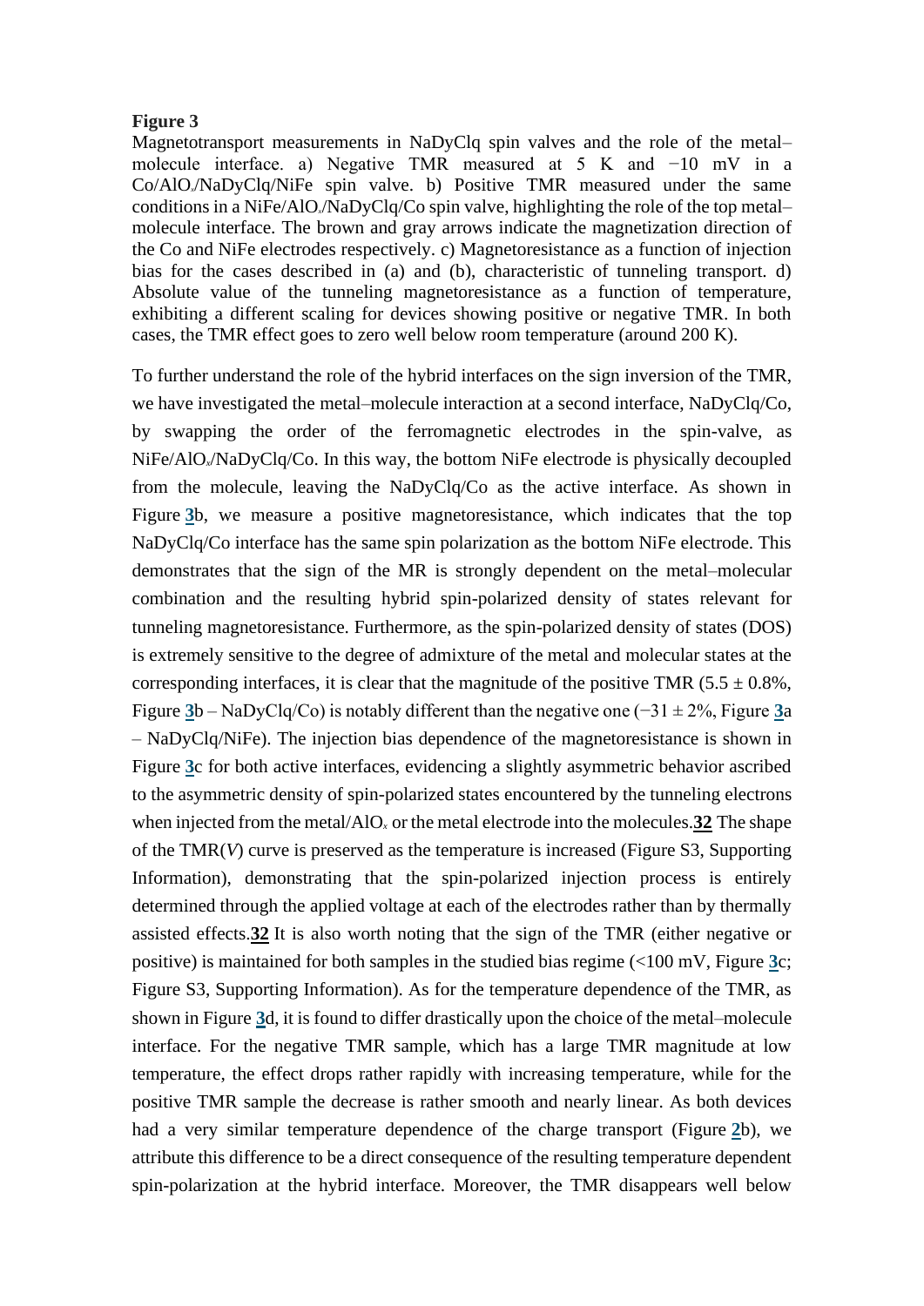**Figure 3**

Magnetotransport measurements in NaDyClq spin valves and the role of the metal–molecule interface. a) Negative TMR measured at 5 K and −10 mV in a Co/$AlO_x$/NaDyClq/NiFe spin valve. b) Positive TMR measured under the same conditions in a NiFe/$AlO_x$/NaDyClq/Co spin valve, highlighting the role of the top metal–molecule interface. The brown and gray arrows indicate the magnetization direction of the Co and NiFe electrodes respectively. c) Magnetoresistance as a function of injection bias for the cases described in (a) and (b), characteristic of tunneling transport. d) Absolute value of the tunneling magnetoresistance as a function of temperature, exhibiting a different scaling for devices showing positive or negative TMR. In both cases, the TMR effect goes to zero well below room temperature (around 200 K).

To further understand the role of the hybrid interfaces on the sign inversion of the TMR, we have investigated the metal–molecule interaction at a second interface, NaDyClq/Co, by swapping the order of the ferromagnetic electrodes in the spin-valve, as NiFe/$AlO_x$/NaDyClq/Co. In this way, the bottom NiFe electrode is physically decoupled from the molecule, leaving the NaDyClq/Co as the active interface. As shown in Figure 3b, we measure a positive magnetoresistance, which indicates that the top NaDyClq/Co interface has the same spin polarization as the bottom NiFe electrode. This demonstrates that the sign of the MR is strongly dependent on the metal–molecular combination and the resulting hybrid spin-polarized density of states relevant for tunneling magnetoresistance. Furthermore, as the spin-polarized density of states (DOS) is extremely sensitive to the degree of admixture of the metal and molecular states at the corresponding interfaces, it is clear that the magnitude of the positive TMR ($5.5 \pm 0.8\%$, Figure 3b – NaDyClq/Co) is notably different than the negative one ($-31 \pm 2\%$, Figure 3a – NaDyClq/NiFe). The injection bias dependence of the magnetoresistance is shown in Figure 3c for both active interfaces, evidencing a slightly asymmetric behavior ascribed to the asymmetric density of spin-polarized states encountered by the tunneling electrons when injected from the metal/$AlO_x$ or the metal electrode into the molecules.[32] The shape of the TMR($V$) curve is preserved as the temperature is increased (Figure S3, Supporting Information), demonstrating that the spin-polarized injection process is entirely determined through the applied voltage at each of the electrodes rather than by thermally assisted effects.[32] It is also worth noting that the sign of the TMR (either negative or positive) is maintained for both samples in the studied bias regime (<100 mV, Figure 3c; Figure S3, Supporting Information). As for the temperature dependence of the TMR, as shown in Figure 3d, it is found to differ drastically upon the choice of the metal–molecule interface. For the negative TMR sample, which has a large TMR magnitude at low temperature, the effect drops rather rapidly with increasing temperature, while for the positive TMR sample the decrease is rather smooth and nearly linear. As both devices had a very similar temperature dependence of the charge transport (Figure 2b), we attribute this difference to be a direct consequence of the resulting temperature dependent spin-polarization at the hybrid interface. Moreover, the TMR disappears well below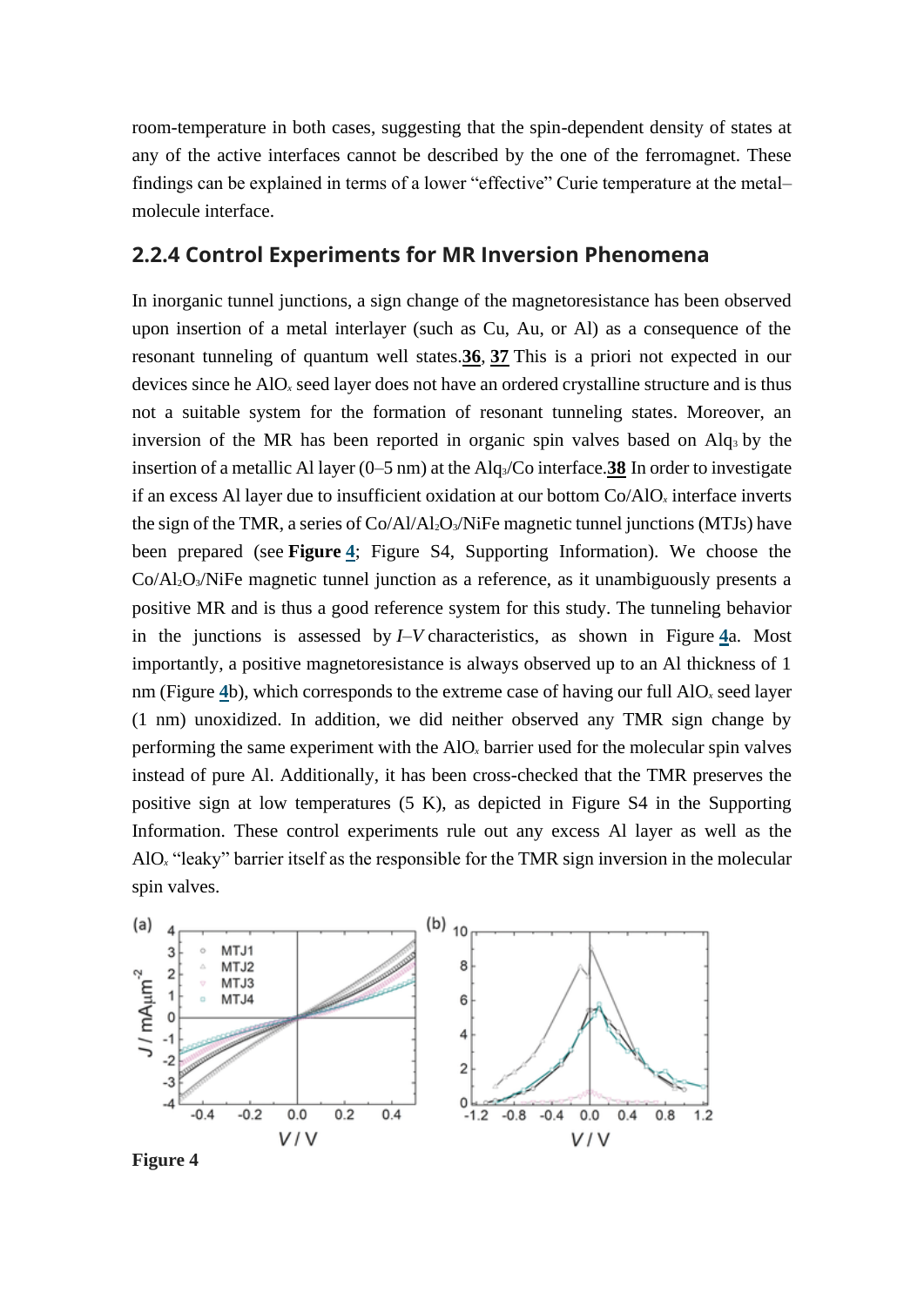room-temperature in both cases, suggesting that the spin-dependent density of states at any of the active interfaces cannot be described by the one of the ferromagnet. These findings can be explained in terms of a lower “effective” Curie temperature at the metal–molecule interface.

## 2.2.4 Control Experiments for MR Inversion Phenomena

In inorganic tunnel junctions, a sign change of the magnetoresistance has been observed upon insertion of a metal interlayer (such as Cu, Au, or Al) as a consequence of the resonant tunneling of quantum well states.**36**, **37** This is a priori not expected in our devices since he $AlO_x$ seed layer does not have an ordered crystalline structure and is thus not a suitable system for the formation of resonant tunneling states. Moreover, an inversion of the MR has been reported in organic spin valves based on $Alq_3$ by the insertion of a metallic Al layer (0–5 nm) at the $Alq_3$/Co interface.**38** In order to investigate if an excess Al layer due to insufficient oxidation at our bottom Co/$AlO_x$ interface inverts the sign of the TMR, a series of Co/Al/$Al_2O_3$/NiFe magnetic tunnel junctions (MTJs) have been prepared (see **Figure 4**; Figure S4, Supporting Information). We choose the Co/$Al_2O_3$/NiFe magnetic tunnel junction as a reference, as it unambiguously presents a positive MR and is thus a good reference system for this study. The tunneling behavior in the junctions is assessed by *I*–*V* characteristics, as shown in Figure 4a. Most importantly, a positive magnetoresistance is always observed up to an Al thickness of 1 nm (Figure 4b), which corresponds to the extreme case of having our full $AlO_x$ seed layer (1 nm) unoxidized. In addition, we did neither observed any TMR sign change by performing the same experiment with the $AlO_x$ barrier used for the molecular spin valves instead of pure Al. Additionally, it has been cross-checked that the TMR preserves the positive sign at low temperatures (5 K), as depicted in Figure S4 in the Supporting Information. These control experiments rule out any excess Al layer as well as the $AlO_x$ “leaky” barrier itself as the responsible for the TMR sign inversion in the molecular spin valves.

**Figure 4**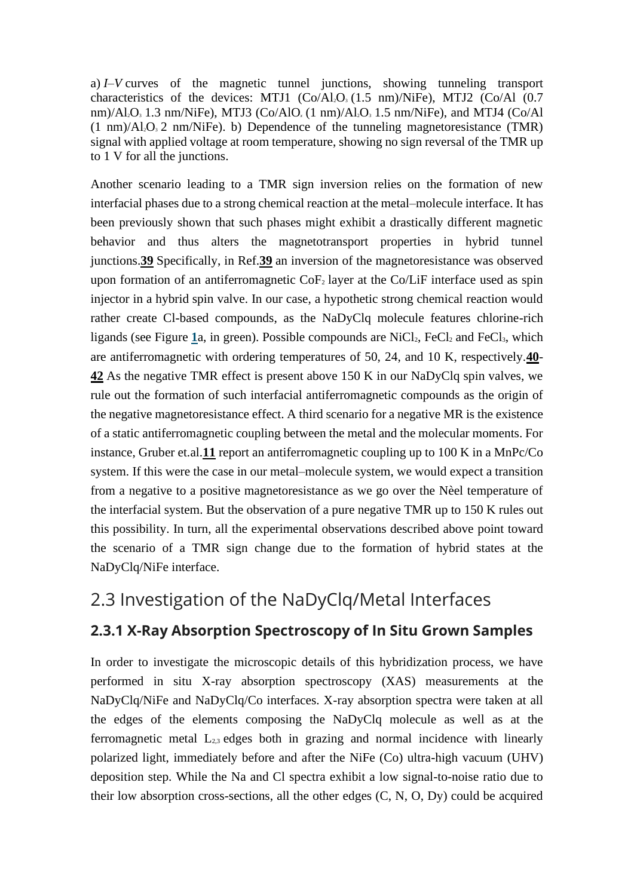a) *I*–*V* curves of the magnetic tunnel junctions, showing tunneling transport characteristics of the devices: MTJ1 (Co/$Al_2O_3$ (1.5 nm)/NiFe), MTJ2 (Co/Al (0.7 nm)/$Al_2O_3$ 1.3 nm/NiFe), MTJ3 (Co/$AlO_x$ (1 nm)/$Al_2O_3$ 1.5 nm/NiFe), and MTJ4 (Co/Al (1 nm)/$Al_2O_3$ 2 nm/NiFe). b) Dependence of the tunneling magnetoresistance (TMR) signal with applied voltage at room temperature, showing no sign reversal of the TMR up to 1 V for all the junctions.

Another scenario leading to a TMR sign inversion relies on the formation of new interfacial phases due to a strong chemical reaction at the metal–molecule interface. It has been previously shown that such phases might exhibit a drastically different magnetic behavior and thus alters the magnetotransport properties in hybrid tunnel junctions.[39] Specifically, in Ref.[39] an inversion of the magnetoresistance was observed upon formation of an antiferromagnetic $CoF_2$ layer at the Co/LiF interface used as spin injector in a hybrid spin valve. In our case, a hypothetic strong chemical reaction would rather create Cl-based compounds, as the NaDyClq molecule features chlorine-rich ligands (see Figure 1a, in green). Possible compounds are $NiCl_2$, $FeCl_2$ and $FeCl_3$, which are antiferromagnetic with ordering temperatures of 50, 24, and 10 K, respectively.[40-42] As the negative TMR effect is present above 150 K in our NaDyClq spin valves, we rule out the formation of such interfacial antiferromagnetic compounds as the origin of the negative magnetoresistance effect. A third scenario for a negative MR is the existence of a static antiferromagnetic coupling between the metal and the molecular moments. For instance, Gruber et.al.[11] report an antiferromagnetic coupling up to 100 K in a MnPc/Co system. If this were the case in our metal–molecule system, we would expect a transition from a negative to a positive magnetoresistance as we go over the Nèel temperature of the interfacial system. But the observation of a pure negative TMR up to 150 K rules out this possibility. In turn, all the experimental observations described above point toward the scenario of a TMR sign change due to the formation of hybrid states at the NaDyClq/NiFe interface.

## 2.3 Investigation of the NaDyClq/Metal Interfaces

### 2.3.1 X-Ray Absorption Spectroscopy of In Situ Grown Samples

In order to investigate the microscopic details of this hybridization process, we have performed in situ X-ray absorption spectroscopy (XAS) measurements at the NaDyClq/NiFe and NaDyClq/Co interfaces. X-ray absorption spectra were taken at all the edges of the elements composing the NaDyClq molecule as well as at the ferromagnetic metal $L_{2,3}$ edges both in grazing and normal incidence with linearly polarized light, immediately before and after the NiFe (Co) ultra-high vacuum (UHV) deposition step. While the Na and Cl spectra exhibit a low signal-to-noise ratio due to their low absorption cross-sections, all the other edges (C, N, O, Dy) could be acquired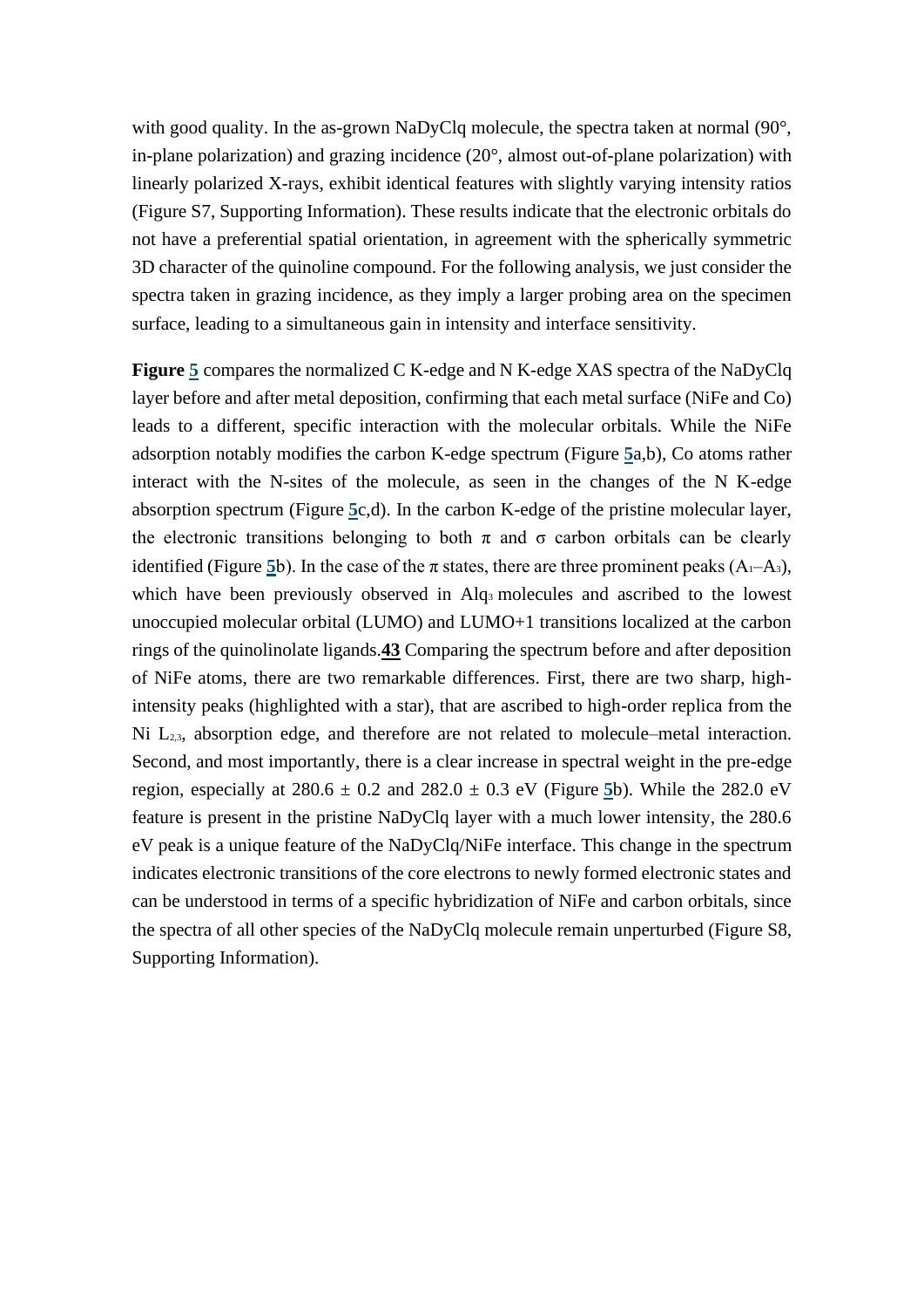with good quality. In the as-grown NaDyClq molecule, the spectra taken at normal (90°, in-plane polarization) and grazing incidence (20°, almost out-of-plane polarization) with linearly polarized X-rays, exhibit identical features with slightly varying intensity ratios (Figure S7, Supporting Information). These results indicate that the electronic orbitals do not have a preferential spatial orientation, in agreement with the spherically symmetric 3D character of the quinoline compound. For the following analysis, we just consider the spectra taken in grazing incidence, as they imply a larger probing area on the specimen surface, leading to a simultaneous gain in intensity and interface sensitivity.

**Figure 5** compares the normalized C K-edge and N K-edge XAS spectra of the NaDyClq layer before and after metal deposition, confirming that each metal surface (NiFe and Co) leads to a different, specific interaction with the molecular orbitals. While the NiFe adsorption notably modifies the carbon K-edge spectrum (Figure 5a,b), Co atoms rather interact with the N-sites of the molecule, as seen in the changes of the N K-edge absorption spectrum (Figure 5c,d). In the carbon K-edge of the pristine molecular layer, the electronic transitions belonging to both π and σ carbon orbitals can be clearly identified (Figure 5b). In the case of the π states, there are three prominent peaks ($A_1$–$A_3$), which have been previously observed in $Alq_3$ molecules and ascribed to the lowest unoccupied molecular orbital (LUMO) and LUMO+1 transitions localized at the carbon rings of the quinolinolate ligands.[43] Comparing the spectrum before and after deposition of NiFe atoms, there are two remarkable differences. First, there are two sharp, high-intensity peaks (highlighted with a star), that are ascribed to high-order replica from the Ni $L_{2,3}$, absorption edge, and therefore are not related to molecule–metal interaction. Second, and most importantly, there is a clear increase in spectral weight in the pre-edge region, especially at $280.6 \pm 0.2$ and $282.0 \pm 0.3$ eV (Figure 5b). While the 282.0 eV feature is present in the pristine NaDyClq layer with a much lower intensity, the 280.6 eV peak is a unique feature of the NaDyClq/NiFe interface. This change in the spectrum indicates electronic transitions of the core electrons to newly formed electronic states and can be understood in terms of a specific hybridization of NiFe and carbon orbitals, since the spectra of all other species of the NaDyClq molecule remain unperturbed (Figure S8, Supporting Information).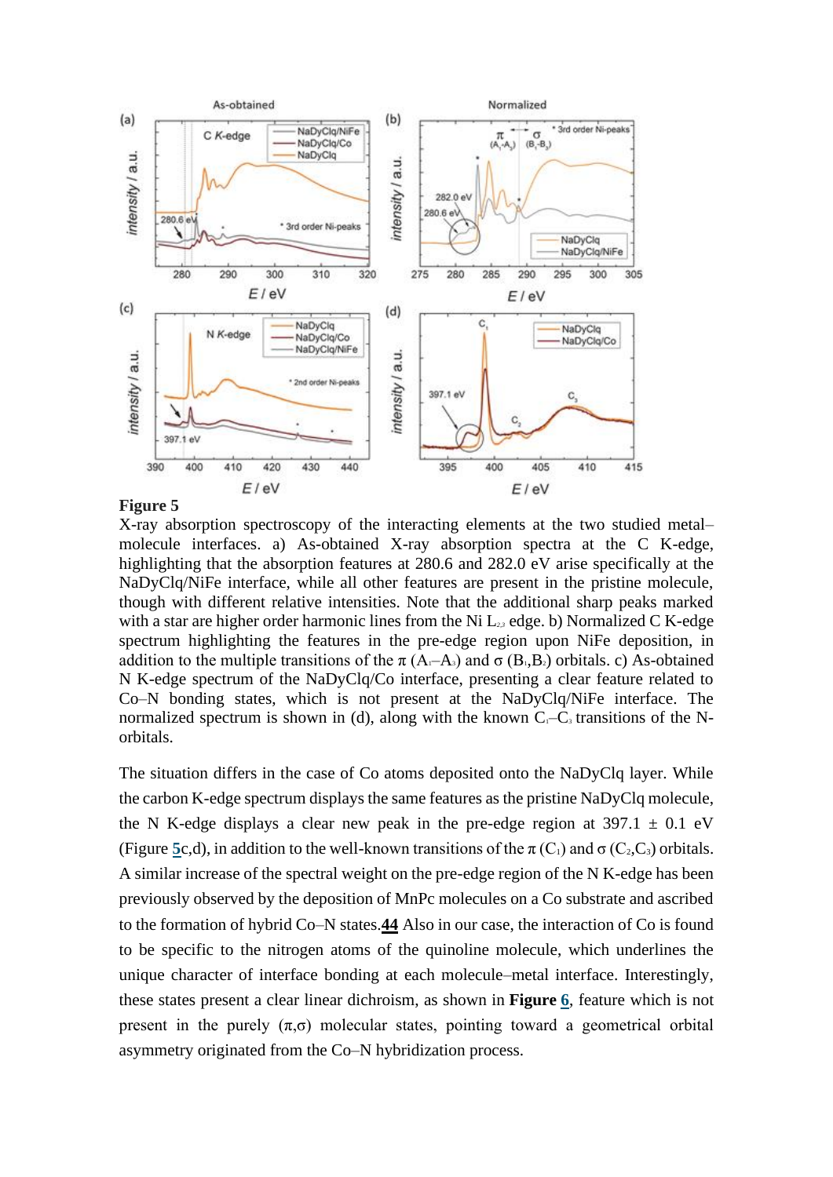**Figure 5**
X-ray absorption spectroscopy of the interacting elements at the two studied metal–molecule interfaces. a) As-obtained X-ray absorption spectra at the C K-edge, highlighting that the absorption features at 280.6 and 282.0 eV arise specifically at the NaDyClq/NiFe interface, while all other features are present in the pristine molecule, though with different relative intensities. Note that the additional sharp peaks marked with a star are higher order harmonic lines from the Ni $L_{2,3}$ edge. b) Normalized C K-edge spectrum highlighting the features in the pre-edge region upon NiFe deposition, in addition to the multiple transitions of the π ($A_1$–$A_3$) and σ ($B_1$,$B_2$) orbitals. c) As-obtained N K-edge spectrum of the NaDyClq/Co interface, presenting a clear feature related to Co–N bonding states, which is not present at the NaDyClq/NiFe interface. The normalized spectrum is shown in (d), along with the known $C_1$–$C_3$ transitions of the N-orbitals.

The situation differs in the case of Co atoms deposited onto the NaDyClq layer. While the carbon K-edge spectrum displays the same features as the pristine NaDyClq molecule, the N K-edge displays a clear new peak in the pre-edge region at 397.1 ± 0.1 eV (Figure 5c,d), in addition to the well-known transitions of the π ($C_1$) and σ ($C_2$,$C_3$) orbitals. A similar increase of the spectral weight on the pre-edge region of the N K-edge has been previously observed by the deposition of MnPc molecules on a Co substrate and ascribed to the formation of hybrid Co–N states.[44] Also in our case, the interaction of Co is found to be specific to the nitrogen atoms of the quinoline molecule, which underlines the unique character of interface bonding at each molecule–metal interface. Interestingly, these states present a clear linear dichroism, as shown in **Figure 6**, feature which is not present in the purely (π,σ) molecular states, pointing toward a geometrical orbital asymmetry originated from the Co–N hybridization process.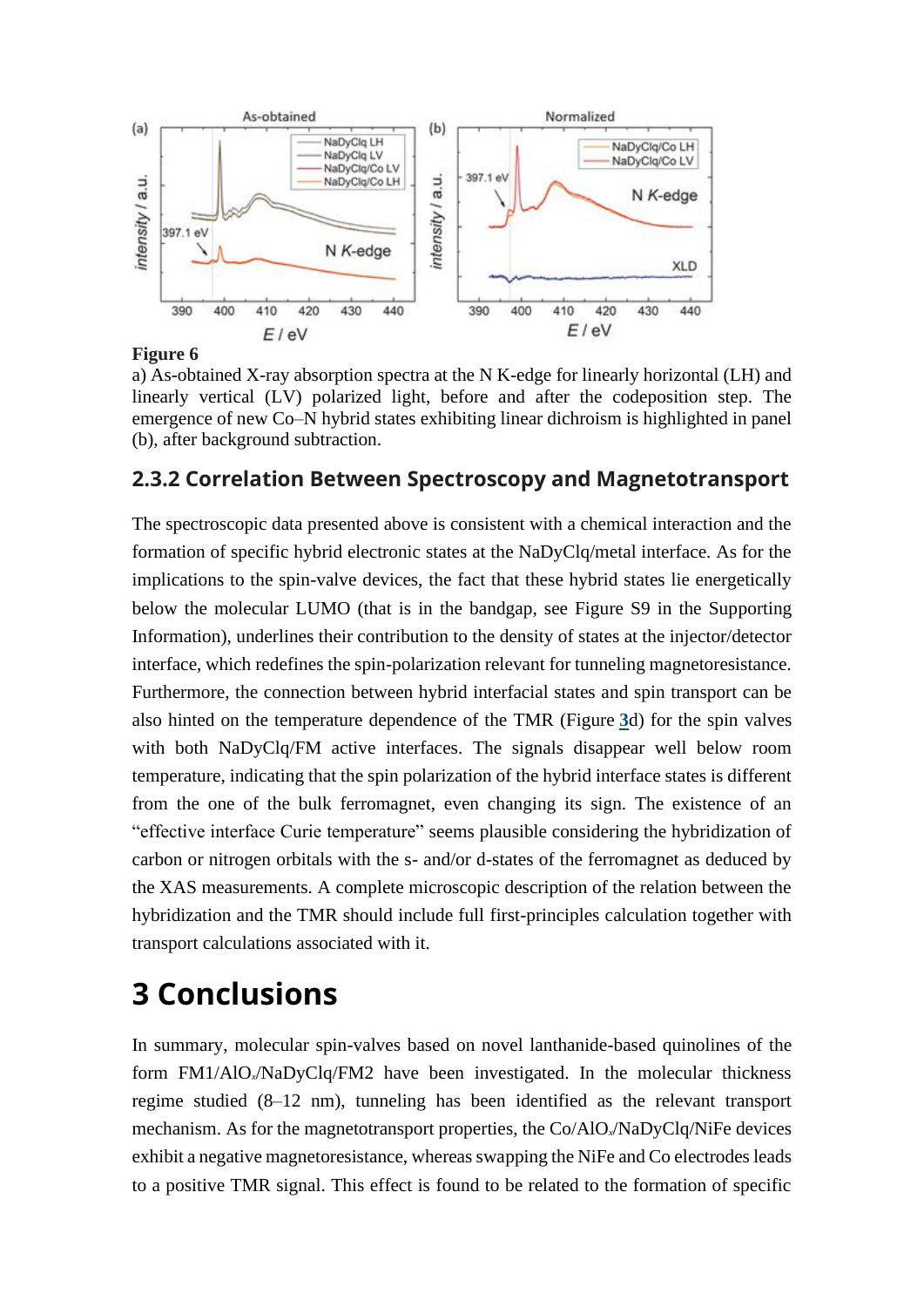**Figure 6**

a) As-obtained X-ray absorption spectra at the N K-edge for linearly horizontal (LH) and linearly vertical (LV) polarized light, before and after the codeposition step. The emergence of new Co–N hybrid states exhibiting linear dichroism is highlighted in panel (b), after background subtraction.

### 2.3.2 Correlation Between Spectroscopy and Magnetotransport

The spectroscopic data presented above is consistent with a chemical interaction and the formation of specific hybrid electronic states at the NaDyClq/metal interface. As for the implications to the spin-valve devices, the fact that these hybrid states lie energetically below the molecular LUMO (that is in the bandgap, see Figure S9 in the Supporting Information), underlines their contribution to the density of states at the injector/detector interface, which redefines the spin-polarization relevant for tunneling magnetoresistance. Furthermore, the connection between hybrid interfacial states and spin transport can be also hinted on the temperature dependence of the TMR (Figure 3d) for the spin valves with both NaDyClq/FM active interfaces. The signals disappear well below room temperature, indicating that the spin polarization of the hybrid interface states is different from the one of the bulk ferromagnet, even changing its sign. The existence of an “effective interface Curie temperature” seems plausible considering the hybridization of carbon or nitrogen orbitals with the s- and/or d-states of the ferromagnet as deduced by the XAS measurements. A complete microscopic description of the relation between the hybridization and the TMR should include full first-principles calculation together with transport calculations associated with it.

# 3 Conclusions

In summary, molecular spin-valves based on novel lanthanide-based quinolines of the form FM1/$AlO_x$/NaDyClq/FM2 have been investigated. In the molecular thickness regime studied (8–12 nm), tunneling has been identified as the relevant transport mechanism. As for the magnetotransport properties, the Co/$AlO_x$/NaDyClq/NiFe devices exhibit a negative magnetoresistance, whereas swapping the NiFe and Co electrodes leads to a positive TMR signal. This effect is found to be related to the formation of specific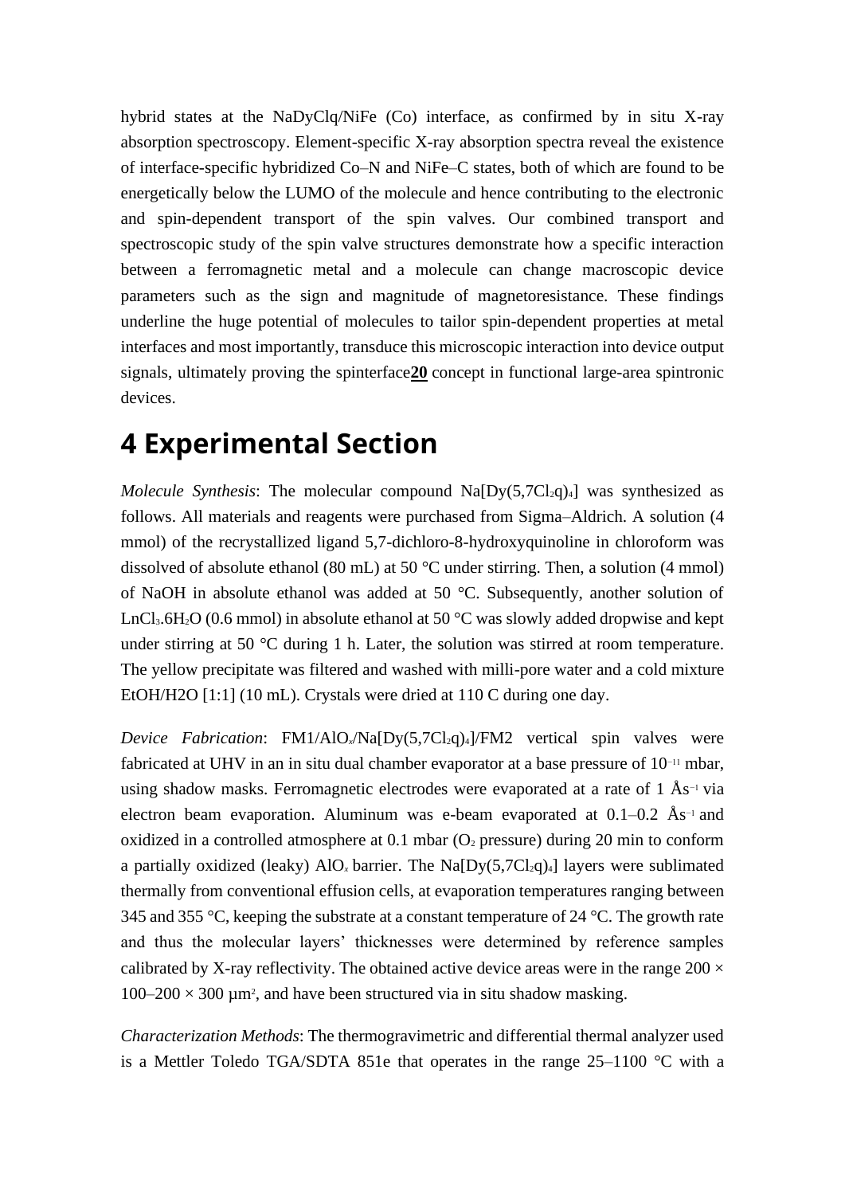hybrid states at the NaDyClq/NiFe (Co) interface, as confirmed by in situ X-ray absorption spectroscopy. Element-specific X-ray absorption spectra reveal the existence of interface-specific hybridized Co–N and NiFe–C states, both of which are found to be energetically below the LUMO of the molecule and hence contributing to the electronic and spin-dependent transport of the spin valves. Our combined transport and spectroscopic study of the spin valve structures demonstrate how a specific interaction between a ferromagnetic metal and a molecule can change macroscopic device parameters such as the sign and magnitude of magnetoresistance. These findings underline the huge potential of molecules to tailor spin-dependent properties at metal interfaces and most importantly, transduce this microscopic interaction into device output signals, ultimately proving the spinterface[20] concept in functional large-area spintronic devices.

# 4 Experimental Section

*Molecule Synthesis*: The molecular compound $Na[Dy(5,7Cl_2q)_4]$ was synthesized as follows. All materials and reagents were purchased from Sigma–Aldrich. A solution (4 mmol) of the recrystallized ligand 5,7-dichloro-8-hydroxyquinoline in chloroform was dissolved of absolute ethanol (80 mL) at 50 °C under stirring. Then, a solution (4 mmol) of NaOH in absolute ethanol was added at 50 °C. Subsequently, another solution of $LnCl_3.6H_2O$ (0.6 mmol) in absolute ethanol at 50 °C was slowly added dropwise and kept under stirring at 50 °C during 1 h. Later, the solution was stirred at room temperature. The yellow precipitate was filtered and washed with milli-pore water and a cold mixture EtOH/H2O [1:1] (10 mL). Crystals were dried at 110 C during one day.

*Device Fabrication*: FM1/$AlO_x$/$Na[Dy(5,7Cl_2q)_4]$/FM2 vertical spin valves were fabricated at UHV in an in situ dual chamber evaporator at a base pressure of $10^{-11}$ mbar, using shadow masks. Ferromagnetic electrodes were evaporated at a rate of 1 Å$s^{-1}$ via electron beam evaporation. Aluminum was e-beam evaporated at 0.1–0.2 Å$s^{-1}$ and oxidized in a controlled atmosphere at 0.1 mbar ($O_2$ pressure) during 20 min to conform a partially oxidized (leaky) $AlO_x$ barrier. The $Na[Dy(5,7Cl_2q)_4]$ layers were sublimated thermally from conventional effusion cells, at evaporation temperatures ranging between 345 and 355 °C, keeping the substrate at a constant temperature of 24 °C. The growth rate and thus the molecular layers' thicknesses were determined by reference samples calibrated by X-ray reflectivity. The obtained active device areas were in the range 200 × 100–200 × 300 µ$m^2$, and have been structured via in situ shadow masking.

*Characterization Methods*: The thermogravimetric and differential thermal analyzer used is a Mettler Toledo TGA/SDTA 851e that operates in the range 25–1100 °C with a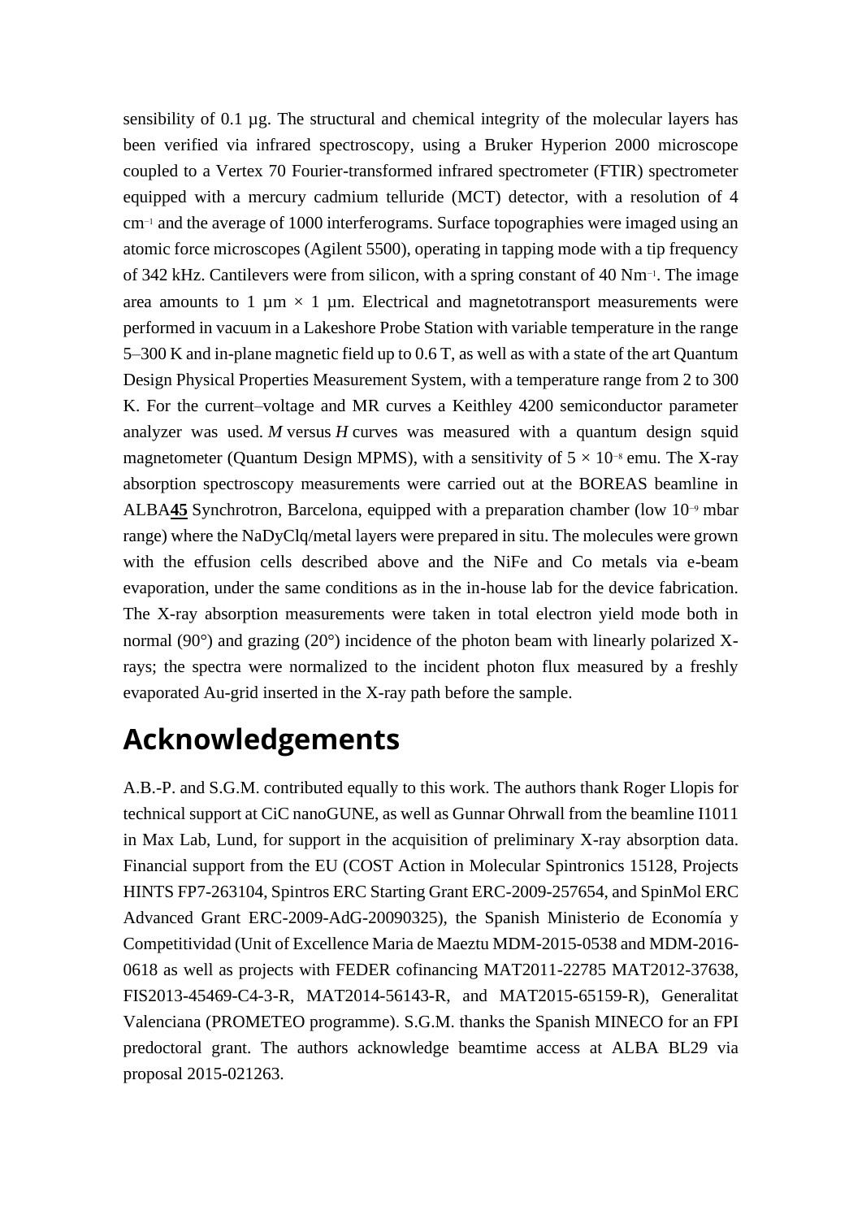sensibility of 0.1 µg. The structural and chemical integrity of the molecular layers has been verified via infrared spectroscopy, using a Bruker Hyperion 2000 microscope coupled to a Vertex 70 Fourier-transformed infrared spectrometer (FTIR) spectrometer equipped with a mercury cadmium telluride (MCT) detector, with a resolution of 4 $cm^{-1}$ and the average of 1000 interferograms. Surface topographies were imaged using an atomic force microscopes (Agilent 5500), operating in tapping mode with a tip frequency of 342 kHz. Cantilevers were from silicon, with a spring constant of 40 $Nm^{-1}$. The image area amounts to 1 µm × 1 µm. Electrical and magnetotransport measurements were performed in vacuum in a Lakeshore Probe Station with variable temperature in the range 5–300 K and in-plane magnetic field up to 0.6 T, as well as with a state of the art Quantum Design Physical Properties Measurement System, with a temperature range from 2 to 300 K. For the current–voltage and MR curves a Keithley 4200 semiconductor parameter analyzer was used. *M* versus *H* curves was measured with a quantum design squid magnetometer (Quantum Design MPMS), with a sensitivity of $5 \times 10^{-8}$ emu. The X-ray absorption spectroscopy measurements were carried out at the BOREAS beamline in ALBA[45] Synchrotron, Barcelona, equipped with a preparation chamber (low $10^{-9}$ mbar range) where the NaDyClq/metal layers were prepared in situ. The molecules were grown with the effusion cells described above and the NiFe and Co metals via e-beam evaporation, under the same conditions as in the in-house lab for the device fabrication. The X-ray absorption measurements were taken in total electron yield mode both in normal (90°) and grazing (20°) incidence of the photon beam with linearly polarized X-rays; the spectra were normalized to the incident photon flux measured by a freshly evaporated Au-grid inserted in the X-ray path before the sample.

# Acknowledgements

A.B.-P. and S.G.M. contributed equally to this work. The authors thank Roger Llopis for technical support at CiC nanoGUNE, as well as Gunnar Ohrwall from the beamline I1011 in Max Lab, Lund, for support in the acquisition of preliminary X-ray absorption data. Financial support from the EU (COST Action in Molecular Spintronics 15128, Projects HINTS FP7-263104, Spintros ERC Starting Grant ERC-2009-257654, and SpinMol ERC Advanced Grant ERC-2009-AdG-20090325), the Spanish Ministerio de Economía y Competitividad (Unit of Excellence Maria de Maeztu MDM-2015-0538 and MDM-2016-0618 as well as projects with FEDER cofinancing MAT2011-22785 MAT2012-37638, FIS2013-45469-C4-3-R, MAT2014-56143-R, and MAT2015-65159-R), Generalitat Valenciana (PROMETEO programme). S.G.M. thanks the Spanish MINECO for an FPI predoctoral grant. The authors acknowledge beamtime access at ALBA BL29 via proposal 2015-021263.